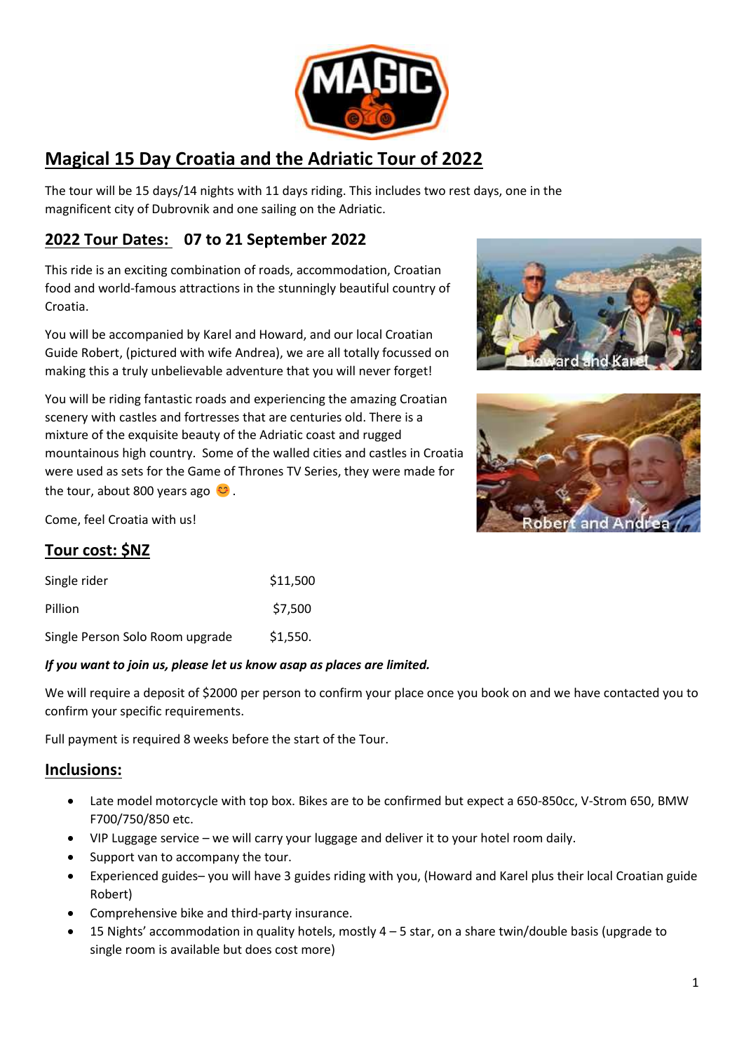# Magical 15 Day Croatia and the Adriatic Tour of 2022

The tour will be 15 days/14 nights with 11 days riding. This includes two rest days, one in the magnificent city of Dubrovnik and one sailing on the Adriatic.

## 2022 Tour Dates: 07 to 21 September 2022

This ride is an exciting combination of roads, accommodation, Croatian food and world-famous attractions in the stunningly beautiful country of Croatia.

You will be accompanied by Karel and Howard, and our local Croatian Guide Robert, (pictured with wife Andrea), we are all totally focussed on making this a truly unbelievable adventure that you will never forget!

You will be riding fantastic roads and experiencing the amazing Croatian scenery with castles and fortresses that are centuries old. There is a mixture of the exquisite beauty of the Adriatic coast and rugged mountainous high country. Some of the walled cities and castles in Croatia were used as sets for the Game of Thrones TV Series, they were made for the tour, about 800 years ago 😊.

Come, feel Croatia with us!

## Tour cost: $NZ

| | |
|---|---|
| Single rider | $11,500 |
| Pillion | $7,500 |
| Single Person Solo Room upgrade | $1,550. |

***If you want to join us, please let us know asap as places are limited.***

We will require a deposit of $2000 per person to confirm your place once you book on and we have contacted you to confirm your specific requirements.

Full payment is required 8 weeks before the start of the Tour.

## Inclusions:

- Late model motorcycle with top box. Bikes are to be confirmed but expect a 650-850cc, V-Strom 650, BMW F700/750/850 etc.
- VIP Luggage service – we will carry your luggage and deliver it to your hotel room daily.
- Support van to accompany the tour.
- Experienced guides– you will have 3 guides riding with you, (Howard and Karel plus their local Croatian guide Robert)
- Comprehensive bike and third-party insurance.
- 15 Nights' accommodation in quality hotels, mostly 4 – 5 star, on a share twin/double basis (upgrade to single room is available but does cost more)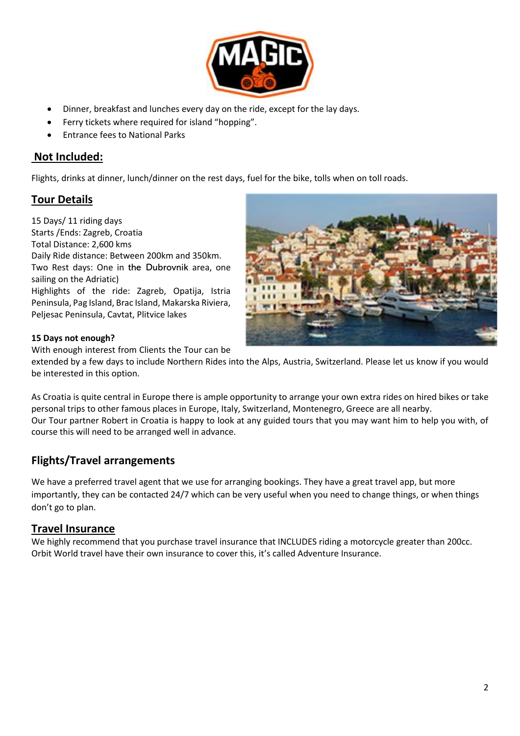- Dinner, breakfast and lunches every day on the ride, except for the lay days.
- Ferry tickets where required for island "hopping".
- Entrance fees to National Parks

## Not Included:

Flights, drinks at dinner, lunch/dinner on the rest days, fuel for the bike, tolls when on toll roads.

## Tour Details

15 Days/ 11 riding days
Starts /Ends: Zagreb, Croatia
Total Distance: 2,600 kms
Daily Ride distance: Between 200km and 350km.
Two Rest days: One in the Dubrovnik area, one sailing on the Adriatic)
Highlights of the ride: Zagreb, Opatija, Istria Peninsula, Pag Island, Brac Island, Makarska Riviera, Peljesac Peninsula, Cavtat, Plitvice lakes

**15 Days not enough?**

With enough interest from Clients the Tour can be extended by a few days to include Northern Rides into the Alps, Austria, Switzerland. Please let us know if you would be interested in this option.

As Croatia is quite central in Europe there is ample opportunity to arrange your own extra rides on hired bikes or take personal trips to other famous places in Europe, Italy, Switzerland, Montenegro, Greece are all nearby.
Our Tour partner Robert in Croatia is happy to look at any guided tours that you may want him to help you with, of course this will need to be arranged well in advance.

## Flights/Travel arrangements

We have a preferred travel agent that we use for arranging bookings. They have a great travel app, but more importantly, they can be contacted 24/7 which can be very useful when you need to change things, or when things don't go to plan.

## Travel Insurance

We highly recommend that you purchase travel insurance that INCLUDES riding a motorcycle greater than 200cc. Orbit World travel have their own insurance to cover this, it's called Adventure Insurance.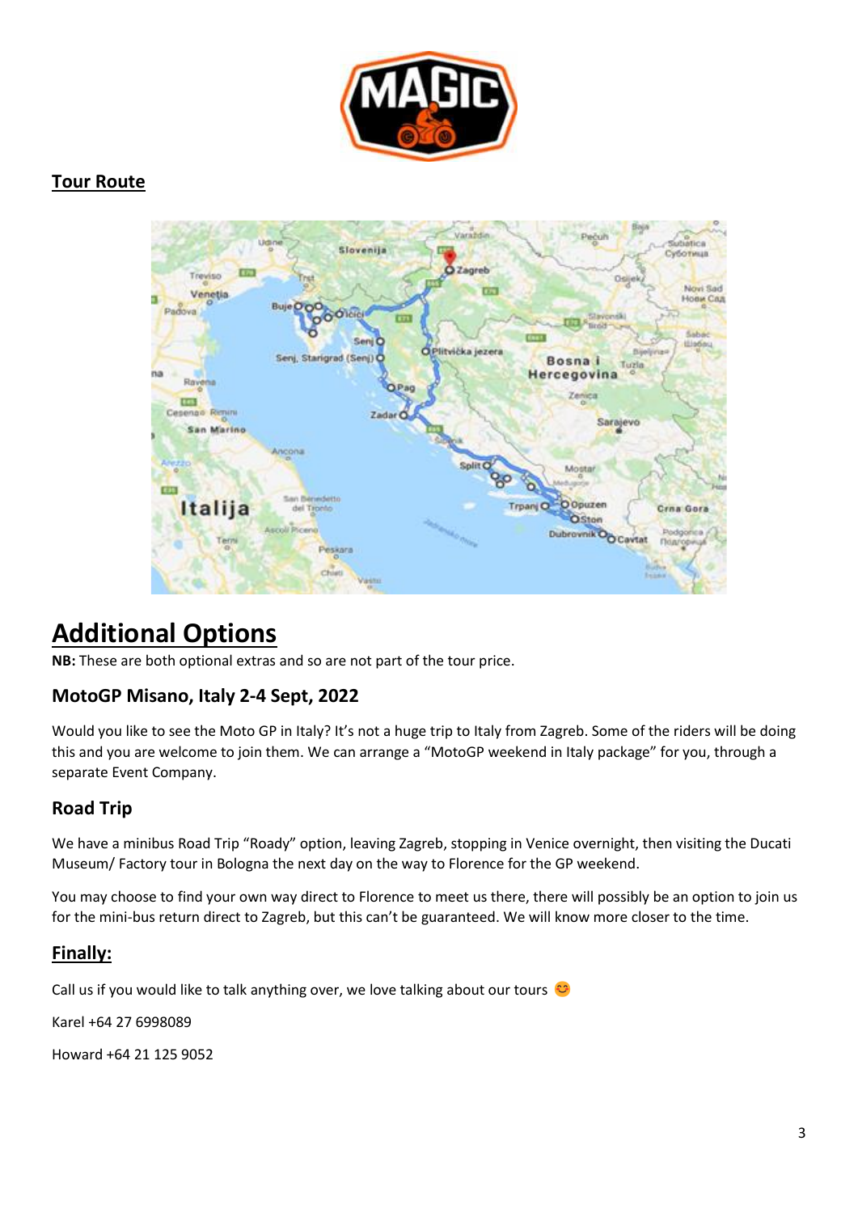## Tour Route

# Additional Options

**NB:** These are both optional extras and so are not part of the tour price.

### MotoGP Misano, Italy 2-4 Sept, 2022

Would you like to see the Moto GP in Italy? It's not a huge trip to Italy from Zagreb. Some of the riders will be doing this and you are welcome to join them. We can arrange a "MotoGP weekend in Italy package" for you, through a separate Event Company.

### Road Trip

We have a minibus Road Trip "Roady" option, leaving Zagreb, stopping in Venice overnight, then visiting the Ducati Museum/ Factory tour in Bologna the next day on the way to Florence for the GP weekend.

You may choose to find your own way direct to Florence to meet us there, there will possibly be an option to join us for the mini-bus return direct to Zagreb, but this can't be guaranteed. We will know more closer to the time.

### Finally:

Call us if you would like to talk anything over, we love talking about our tours 😊

Karel +64 27 6998089

Howard +64 21 125 9052